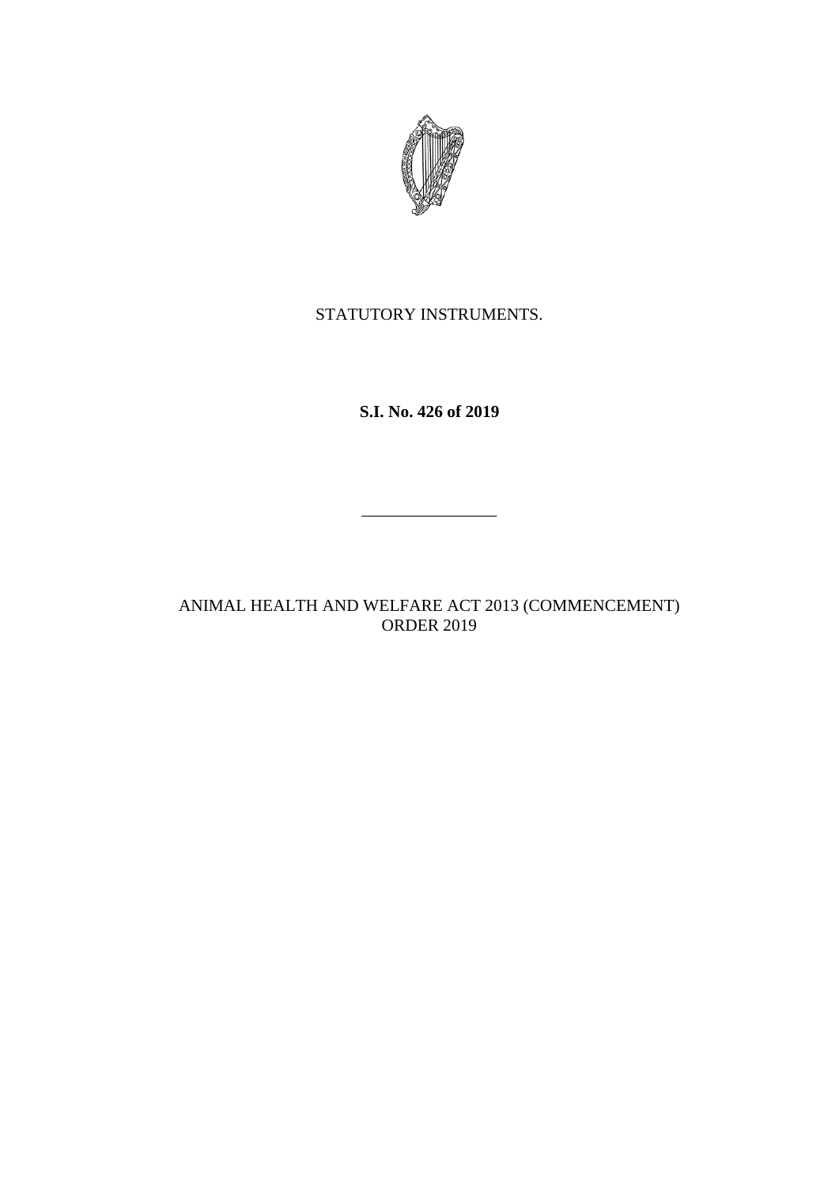STATUTORY INSTRUMENTS.

**S.I. No. 426 of 2019**

---

ANIMAL HEALTH AND WELFARE ACT 2013 (COMMENCEMENT) ORDER 2019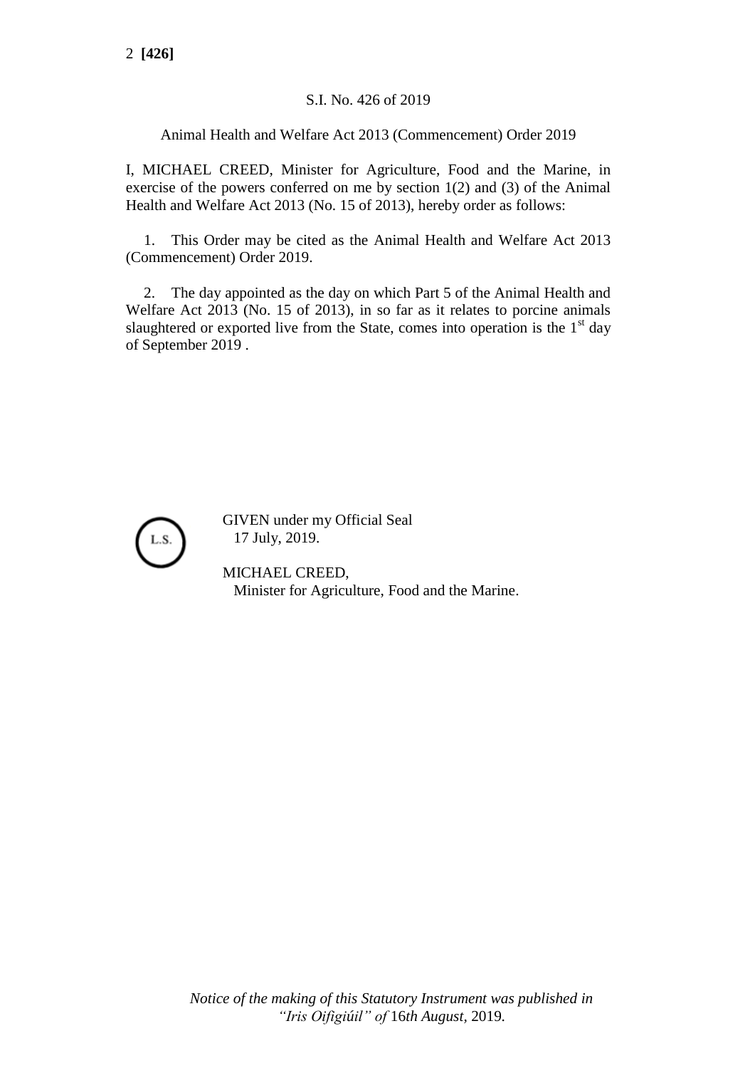S.I. No. 426 of 2019

Animal Health and Welfare Act 2013 (Commencement) Order 2019

I, MICHAEL CREED, Minister for Agriculture, Food and the Marine, in exercise of the powers conferred on me by section 1(2) and (3) of the Animal Health and Welfare Act 2013 (No. 15 of 2013), hereby order as follows:

1. This Order may be cited as the Animal Health and Welfare Act 2013 (Commencement) Order 2019.

2. The day appointed as the day on which Part 5 of the Animal Health and Welfare Act 2013 (No. 15 of 2013), in so far as it relates to porcine animals slaughtered or exported live from the State, comes into operation is the 1st day of September 2019 .

L.S.

GIVEN under my Official Seal
17 July, 2019.

MICHAEL CREED,
Minister for Agriculture, Food and the Marine.

*Notice of the making of this Statutory Instrument was published in "Iris Oifigiúil" of* 16*th August*, 2019.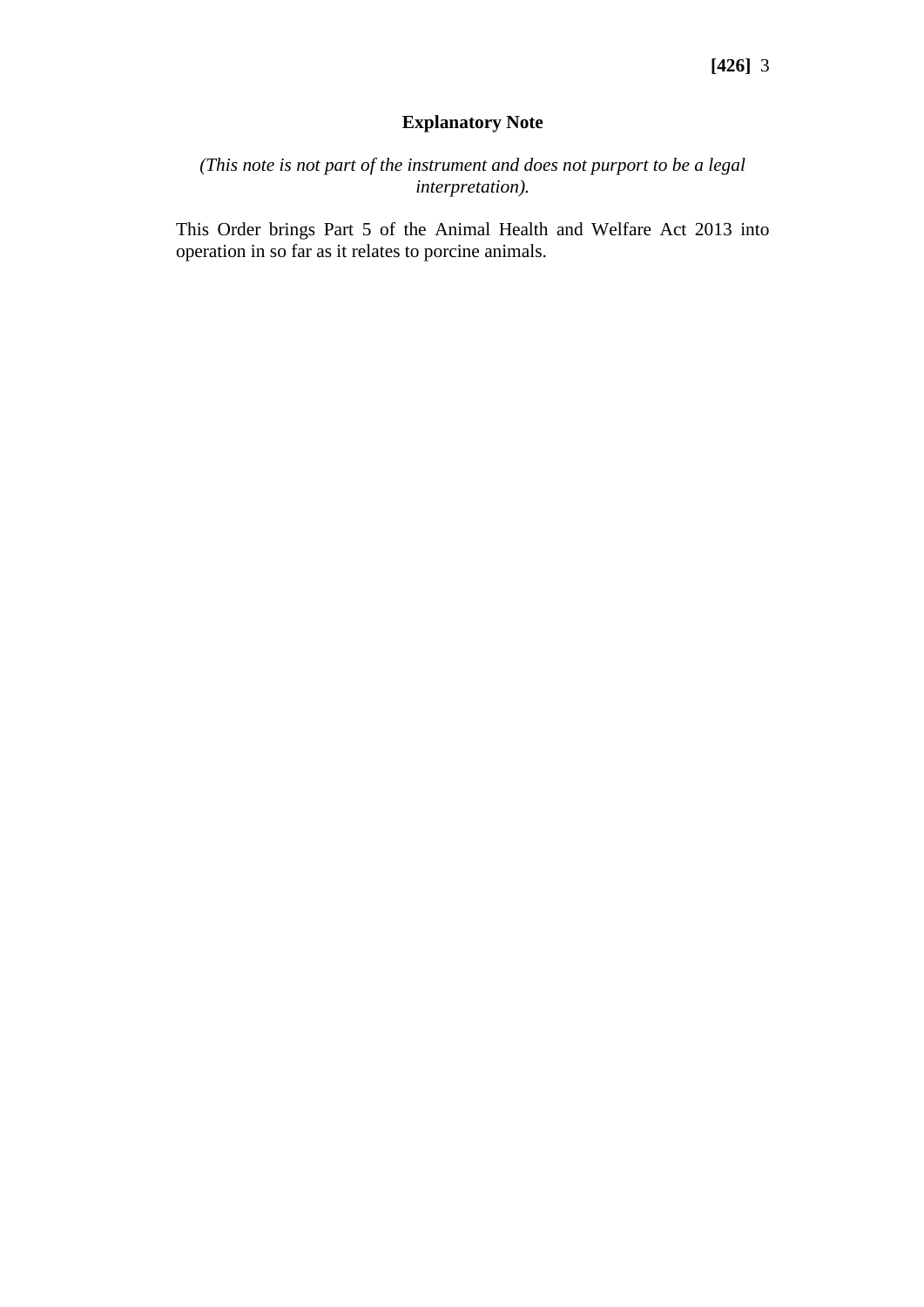## Explanatory Note

*(This note is not part of the instrument and does not purport to be a legal interpretation).*

This Order brings Part 5 of the Animal Health and Welfare Act 2013 into operation in so far as it relates to porcine animals.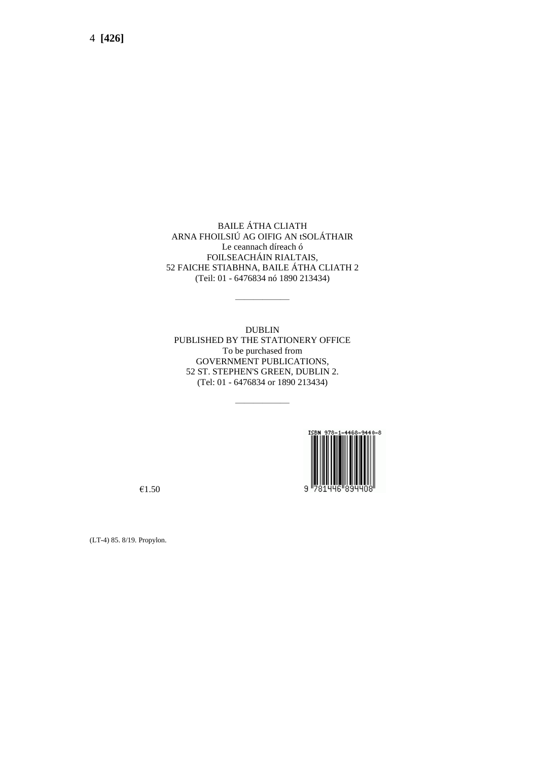**[426]**

BAILE ÁTHA CLIATH
ARNA FHOILSIÚ AG OIFIG AN tSOLÁTHAIR
Le ceannach díreach ó
FOILSEACHÁIN RIALTAIS,
52 FAICHE STIABHNA, BAILE ÁTHA CLIATH 2
(Teil: 01 - 6476834 nó 1890 213434)

---

DUBLIN
PUBLISHED BY THE STATIONERY OFFICE
To be purchased from
GOVERNMENT PUBLICATIONS,
52 ST. STEPHEN'S GREEN, DUBLIN 2.
(Tel: 01 - 6476834 or 1890 213434)

---

ISBN 978-1-4468-9440-8

9 781446 894408

€1.50

(LT-4) 85. 8/19. Propylon.